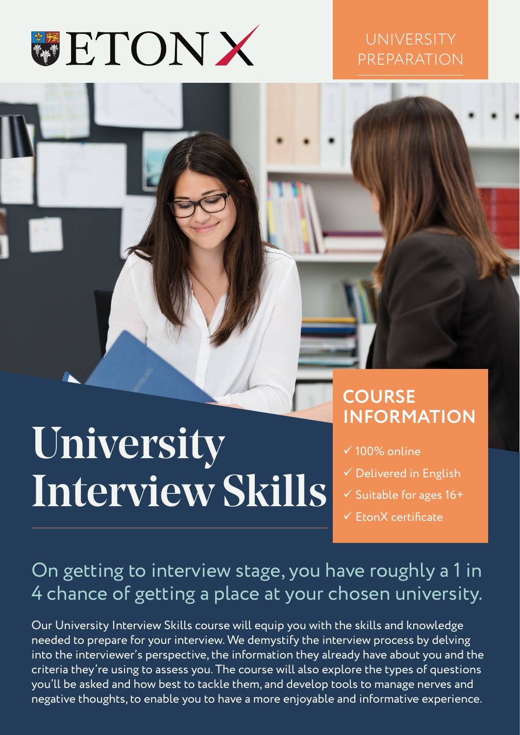ETON X

UNIVERSITY PREPARATION

# University Interview Skills

## COURSE INFORMATION

- ✓ 100% online
- ✓ Delivered in English
- ✓ Suitable for ages 16+
- ✓ EtonX certificate

## On getting to interview stage, you have roughly a 1 in 4 chance of getting a place at your chosen university.

Our University Interview Skills course will equip you with the skills and knowledge needed to prepare for your interview. We demystify the interview process by delving into the interviewer's perspective, the information they already have about you and the criteria they're using to assess you. The course will also explore the types of questions you'll be asked and how best to tackle them, and develop tools to manage nerves and negative thoughts, to enable you to have a more enjoyable and informative experience.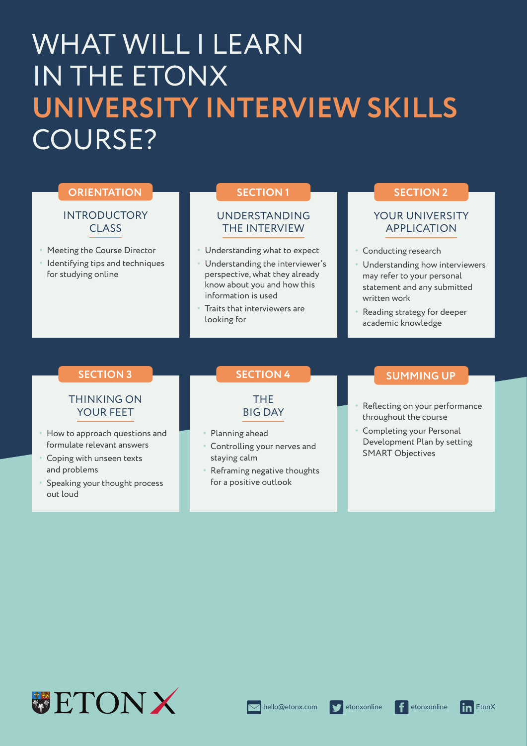# WHAT WILL I LEARN IN THE ETONX **UNIVERSITY INTERVIEW SKILLS** COURSE?

## ORIENTATION

### INTRODUCTORY CLASS

- Meeting the Course Director
- Identifying tips and techniques for studying online

## SECTION 1

### UNDERSTANDING THE INTERVIEW

- Understanding what to expect
- Understanding the interviewer's perspective, what they already know about you and how this information is used
- Traits that interviewers are looking for

## SECTION 2

### YOUR UNIVERSITY APPLICATION

- Conducting research
- Understanding how interviewers may refer to your personal statement and any submitted written work
- Reading strategy for deeper academic knowledge

## SECTION 3

### THINKING ON YOUR FEET

- How to approach questions and formulate relevant answers
- Coping with unseen texts and problems
- Speaking your thought process out loud

## SECTION 4

### THE BIG DAY

- Planning ahead
- Controlling your nerves and staying calm
- Reframing negative thoughts for a positive outlook

## SUMMING UP

- Reflecting on your performance throughout the course
- Completing your Personal Development Plan by setting SMART Objectives

ETONX

hello@etonx.com | etonxonline | etonxonline | EtonX